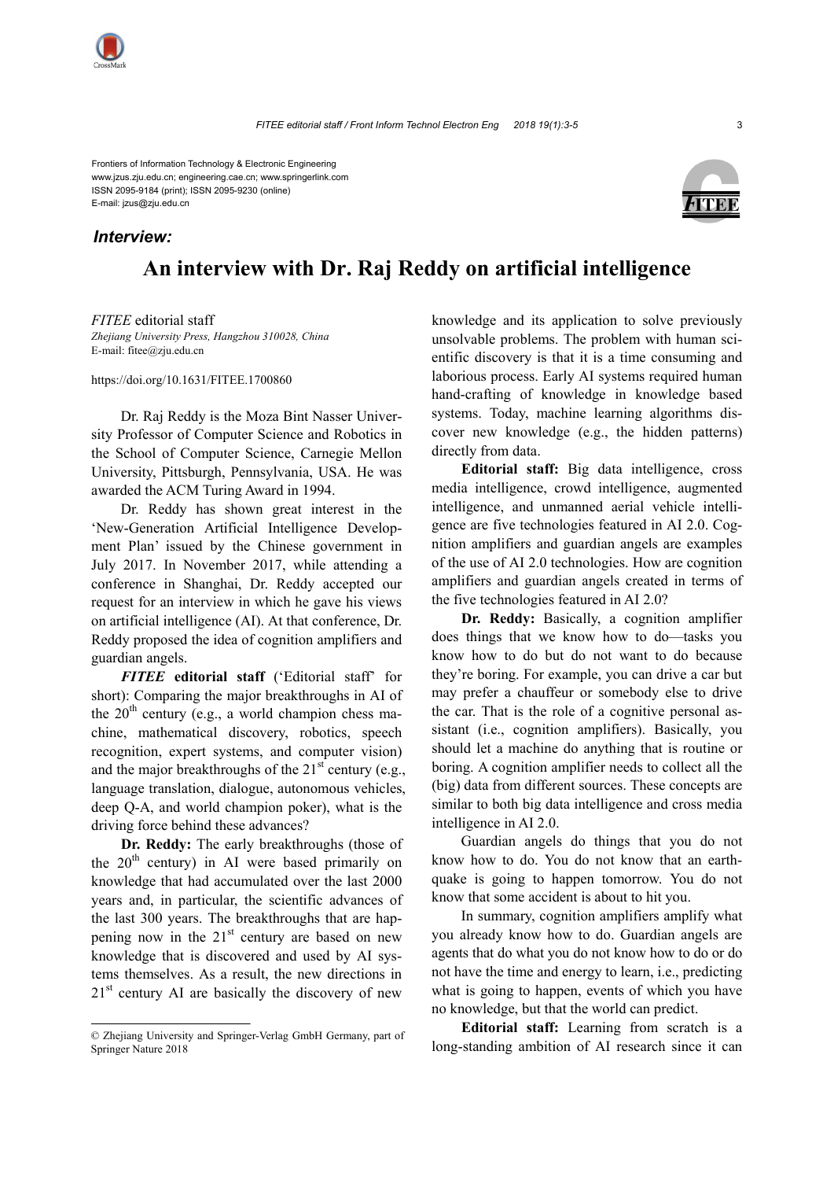Frontiers of Information Technology & Electronic Engineering
www.jzus.zju.edu.cn; engineering.cae.cn; www.springerlink.com
ISSN 2095-9184 (print); ISSN 2095-9230 (online)
E-mail: jzus@zju.edu.cn

***Interview:***

# An interview with Dr. Raj Reddy on artificial intelligence

*FITEE* editorial staff
*Zhejiang University Press, Hangzhou 310028, China*
E-mail: fitee@zju.edu.cn

https://doi.org/10.1631/FITEE.1700860

Dr. Raj Reddy is the Moza Bint Nasser University Professor of Computer Science and Robotics in the School of Computer Science, Carnegie Mellon University, Pittsburgh, Pennsylvania, USA. He was awarded the ACM Turing Award in 1994.

Dr. Reddy has shown great interest in the 'New-Generation Artificial Intelligence Development Plan' issued by the Chinese government in July 2017. In November 2017, while attending a conference in Shanghai, Dr. Reddy accepted our request for an interview in which he gave his views on artificial intelligence (AI). At that conference, Dr. Reddy proposed the idea of cognition amplifiers and guardian angels.

***FITEE* editorial staff** ('Editorial staff' for short): Comparing the major breakthroughs in AI of the 20th century (e.g., a world champion chess machine, mathematical discovery, robotics, speech recognition, expert systems, and computer vision) and the major breakthroughs of the 21st century (e.g., language translation, dialogue, autonomous vehicles, deep Q-A, and world champion poker), what is the driving force behind these advances?

**Dr. Reddy:** The early breakthroughs (those of the 20th century) in AI were based primarily on knowledge that had accumulated over the last 2000 years and, in particular, the scientific advances of the last 300 years. The breakthroughs that are happening now in the 21st century are based on new knowledge that is discovered and used by AI systems themselves. As a result, the new directions in 21st century AI are basically the discovery of new knowledge and its application to solve previously unsolvable problems. The problem with human scientific discovery is that it is a time consuming and laborious process. Early AI systems required human hand-crafting of knowledge in knowledge based systems. Today, machine learning algorithms discover new knowledge (e.g., the hidden patterns) directly from data.

**Editorial staff:** Big data intelligence, cross media intelligence, crowd intelligence, augmented intelligence, and unmanned aerial vehicle intelligence are five technologies featured in AI 2.0. Cognition amplifiers and guardian angels are examples of the use of AI 2.0 technologies. How are cognition amplifiers and guardian angels created in terms of the five technologies featured in AI 2.0?

**Dr. Reddy:** Basically, a cognition amplifier does things that we know how to do—tasks you know how to do but do not want to do because they're boring. For example, you can drive a car but may prefer a chauffeur or somebody else to drive the car. That is the role of a cognitive personal assistant (i.e., cognition amplifiers). Basically, you should let a machine do anything that is routine or boring. A cognition amplifier needs to collect all the (big) data from different sources. These concepts are similar to both big data intelligence and cross media intelligence in AI 2.0.

Guardian angels do things that you do not know how to do. You do not know that an earthquake is going to happen tomorrow. You do not know that some accident is about to hit you.

In summary, cognition amplifiers amplify what you already know how to do. Guardian angels are agents that do what you do not know how to do or do not have the time and energy to learn, i.e., predicting what is going to happen, events of which you have no knowledge, but that the world can predict.

**Editorial staff:** Learning from scratch is a long-standing ambition of AI research since it can

© Zhejiang University and Springer-Verlag GmbH Germany, part of Springer Nature 2018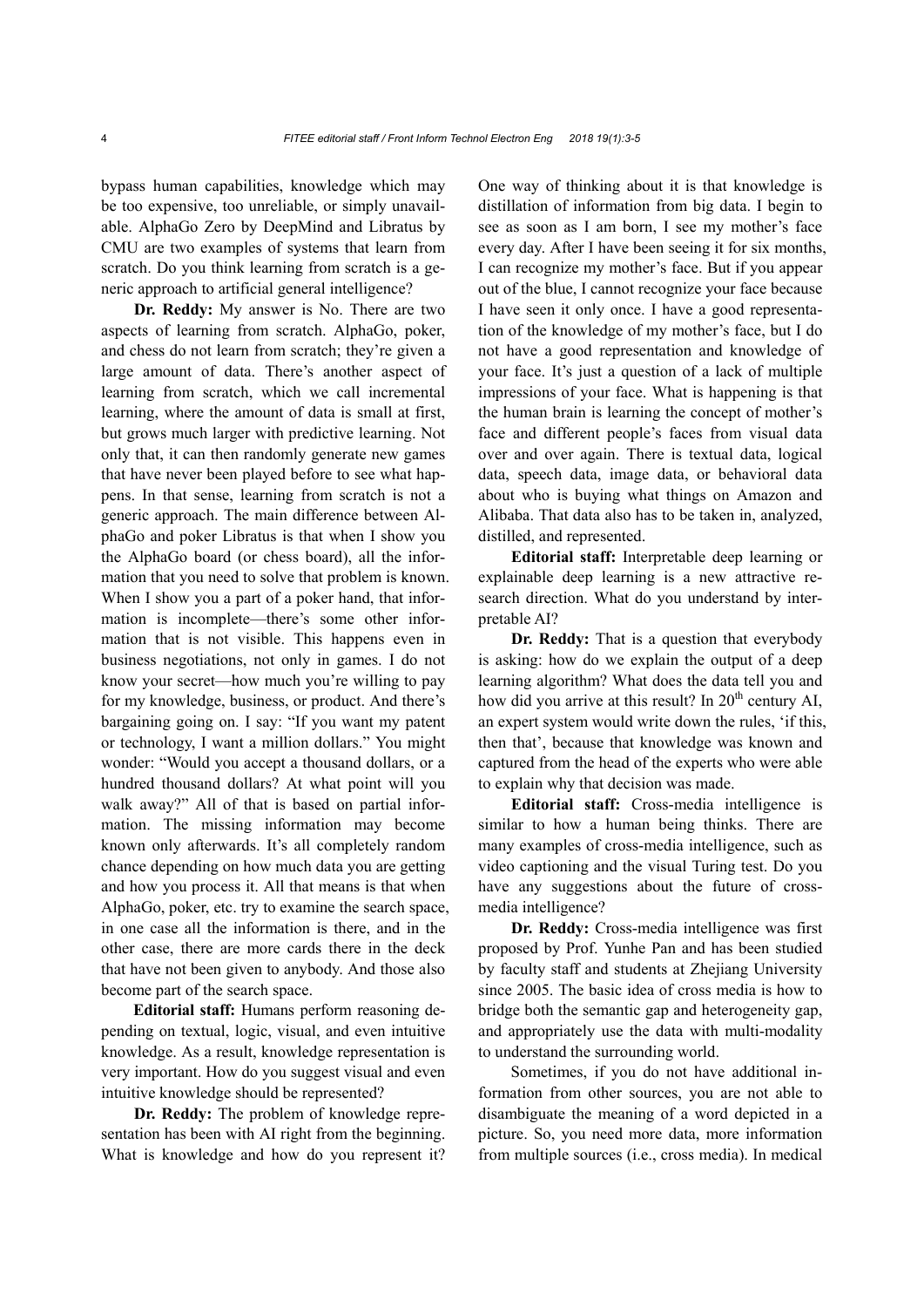bypass human capabilities, knowledge which may be too expensive, too unreliable, or simply unavailable. AlphaGo Zero by DeepMind and Libratus by CMU are two examples of systems that learn from scratch. Do you think learning from scratch is a generic approach to artificial general intelligence?

**Dr. Reddy:** My answer is No. There are two aspects of learning from scratch. AlphaGo, poker, and chess do not learn from scratch; they're given a large amount of data. There's another aspect of learning from scratch, which we call incremental learning, where the amount of data is small at first, but grows much larger with predictive learning. Not only that, it can then randomly generate new games that have never been played before to see what happens. In that sense, learning from scratch is not a generic approach. The main difference between AlphaGo and poker Libratus is that when I show you the AlphaGo board (or chess board), all the information that you need to solve that problem is known. When I show you a part of a poker hand, that information is incomplete—there's some other information that is not visible. This happens even in business negotiations, not only in games. I do not know your secret—how much you're willing to pay for my knowledge, business, or product. And there's bargaining going on. I say: "If you want my patent or technology, I want a million dollars." You might wonder: "Would you accept a thousand dollars, or a hundred thousand dollars? At what point will you walk away?" All of that is based on partial information. The missing information may become known only afterwards. It's all completely random chance depending on how much data you are getting and how you process it. All that means is that when AlphaGo, poker, etc. try to examine the search space, in one case all the information is there, and in the other case, there are more cards there in the deck that have not been given to anybody. And those also become part of the search space.

**Editorial staff:** Humans perform reasoning depending on textual, logic, visual, and even intuitive knowledge. As a result, knowledge representation is very important. How do you suggest visual and even intuitive knowledge should be represented?

**Dr. Reddy:** The problem of knowledge representation has been with AI right from the beginning. What is knowledge and how do you represent it? One way of thinking about it is that knowledge is distillation of information from big data. I begin to see as soon as I am born, I see my mother's face every day. After I have been seeing it for six months, I can recognize my mother's face. But if you appear out of the blue, I cannot recognize your face because I have seen it only once. I have a good representation of the knowledge of my mother's face, but I do not have a good representation and knowledge of your face. It's just a question of a lack of multiple impressions of your face. What is happening is that the human brain is learning the concept of mother's face and different people's faces from visual data over and over again. There is textual data, logical data, speech data, image data, or behavioral data about who is buying what things on Amazon and Alibaba. That data also has to be taken in, analyzed, distilled, and represented.

**Editorial staff:** Interpretable deep learning or explainable deep learning is a new attractive research direction. What do you understand by interpretable AI?

**Dr. Reddy:** That is a question that everybody is asking: how do we explain the output of a deep learning algorithm? What does the data tell you and how did you arrive at this result? In 20th century AI, an expert system would write down the rules, 'if this, then that', because that knowledge was known and captured from the head of the experts who were able to explain why that decision was made.

**Editorial staff:** Cross-media intelligence is similar to how a human being thinks. There are many examples of cross-media intelligence, such as video captioning and the visual Turing test. Do you have any suggestions about the future of cross-media intelligence?

**Dr. Reddy:** Cross-media intelligence was first proposed by Prof. Yunhe Pan and has been studied by faculty staff and students at Zhejiang University since 2005. The basic idea of cross media is how to bridge both the semantic gap and heterogeneity gap, and appropriately use the data with multi-modality to understand the surrounding world.

Sometimes, if you do not have additional information from other sources, you are not able to disambiguate the meaning of a word depicted in a picture. So, you need more data, more information from multiple sources (i.e., cross media). In medical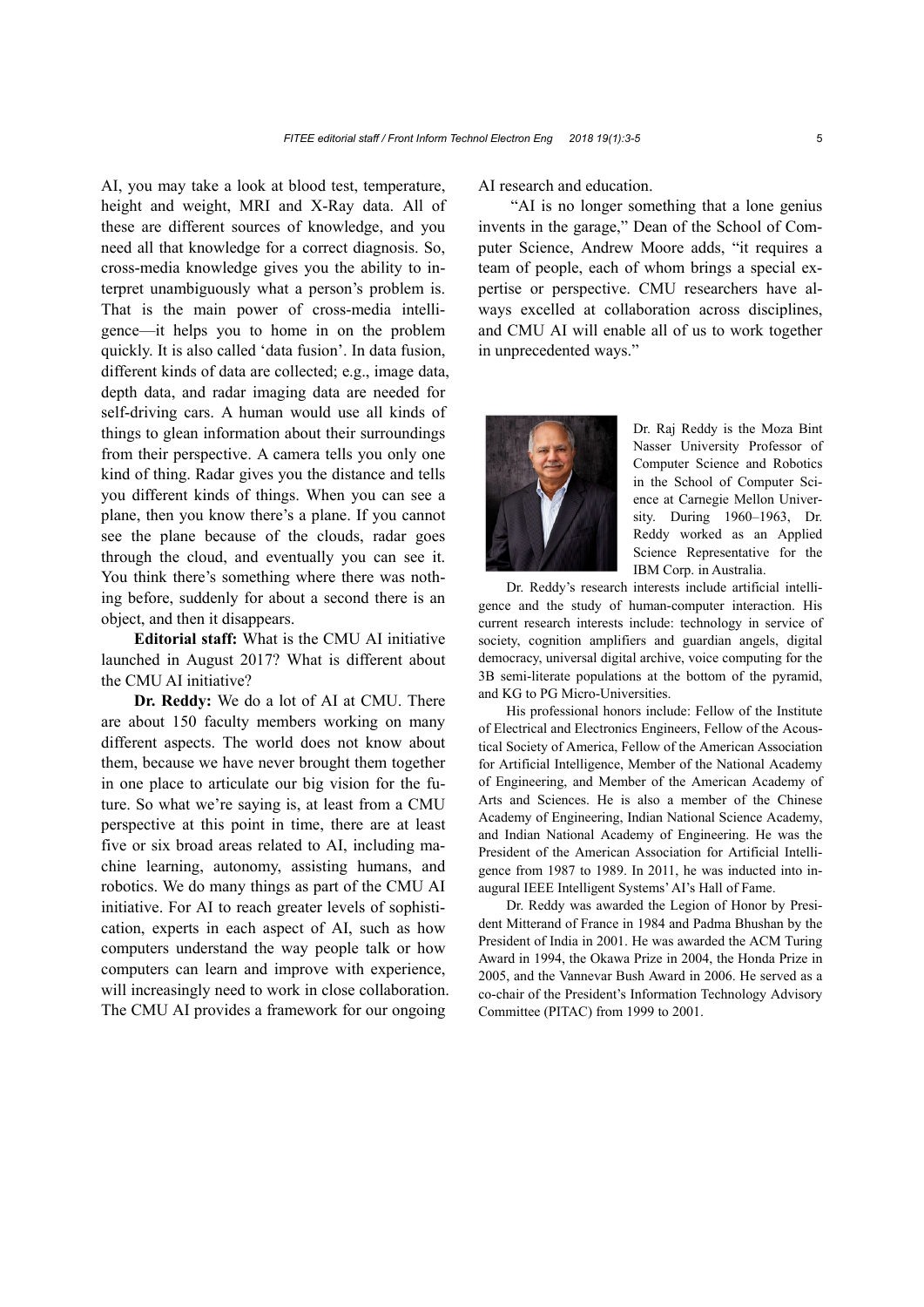AI, you may take a look at blood test, temperature, height and weight, MRI and X-Ray data. All of these are different sources of knowledge, and you need all that knowledge for a correct diagnosis. So, cross-media knowledge gives you the ability to interpret unambiguously what a person's problem is. That is the main power of cross-media intelligence—it helps you to home in on the problem quickly. It is also called 'data fusion'. In data fusion, different kinds of data are collected; e.g., image data, depth data, and radar imaging data are needed for self-driving cars. A human would use all kinds of things to glean information about their surroundings from their perspective. A camera tells you only one kind of thing. Radar gives you the distance and tells you different kinds of things. When you can see a plane, then you know there's a plane. If you cannot see the plane because of the clouds, radar goes through the cloud, and eventually you can see it. You think there's something where there was nothing before, suddenly for about a second there is an object, and then it disappears.

**Editorial staff:** What is the CMU AI initiative launched in August 2017? What is different about the CMU AI initiative?

**Dr. Reddy:** We do a lot of AI at CMU. There are about 150 faculty members working on many different aspects. The world does not know about them, because we have never brought them together in one place to articulate our big vision for the future. So what we're saying is, at least from a CMU perspective at this point in time, there are at least five or six broad areas related to AI, including machine learning, autonomy, assisting humans, and robotics. We do many things as part of the CMU AI initiative. For AI to reach greater levels of sophistication, experts in each aspect of AI, such as how computers understand the way people talk or how computers can learn and improve with experience, will increasingly need to work in close collaboration. The CMU AI provides a framework for our ongoing AI research and education.

"AI is no longer something that a lone genius invents in the garage," Dean of the School of Computer Science, Andrew Moore adds, "it requires a team of people, each of whom brings a special expertise or perspective. CMU researchers have always excelled at collaboration across disciplines, and CMU AI will enable all of us to work together in unprecedented ways."

Dr. Raj Reddy is the Moza Bint Nasser University Professor of Computer Science and Robotics in the School of Computer Science at Carnegie Mellon University. During 1960–1963, Dr. Reddy worked as an Applied Science Representative for the IBM Corp. in Australia.

Dr. Reddy's research interests include artificial intelligence and the study of human-computer interaction. His current research interests include: technology in service of society, cognition amplifiers and guardian angels, digital democracy, universal digital archive, voice computing for the 3B semi-literate populations at the bottom of the pyramid, and KG to PG Micro-Universities.

His professional honors include: Fellow of the Institute of Electrical and Electronics Engineers, Fellow of the Acoustical Society of America, Fellow of the American Association for Artificial Intelligence, Member of the National Academy of Engineering, and Member of the American Academy of Arts and Sciences. He is also a member of the Chinese Academy of Engineering, Indian National Science Academy, and Indian National Academy of Engineering. He was the President of the American Association for Artificial Intelligence from 1987 to 1989. In 2011, he was inducted into inaugural IEEE Intelligent Systems' AI's Hall of Fame.

Dr. Reddy was awarded the Legion of Honor by President Mitterand of France in 1984 and Padma Bhushan by the President of India in 2001. He was awarded the ACM Turing Award in 1994, the Okawa Prize in 2004, the Honda Prize in 2005, and the Vannevar Bush Award in 2006. He served as a co-chair of the President's Information Technology Advisory Committee (PITAC) from 1999 to 2001.